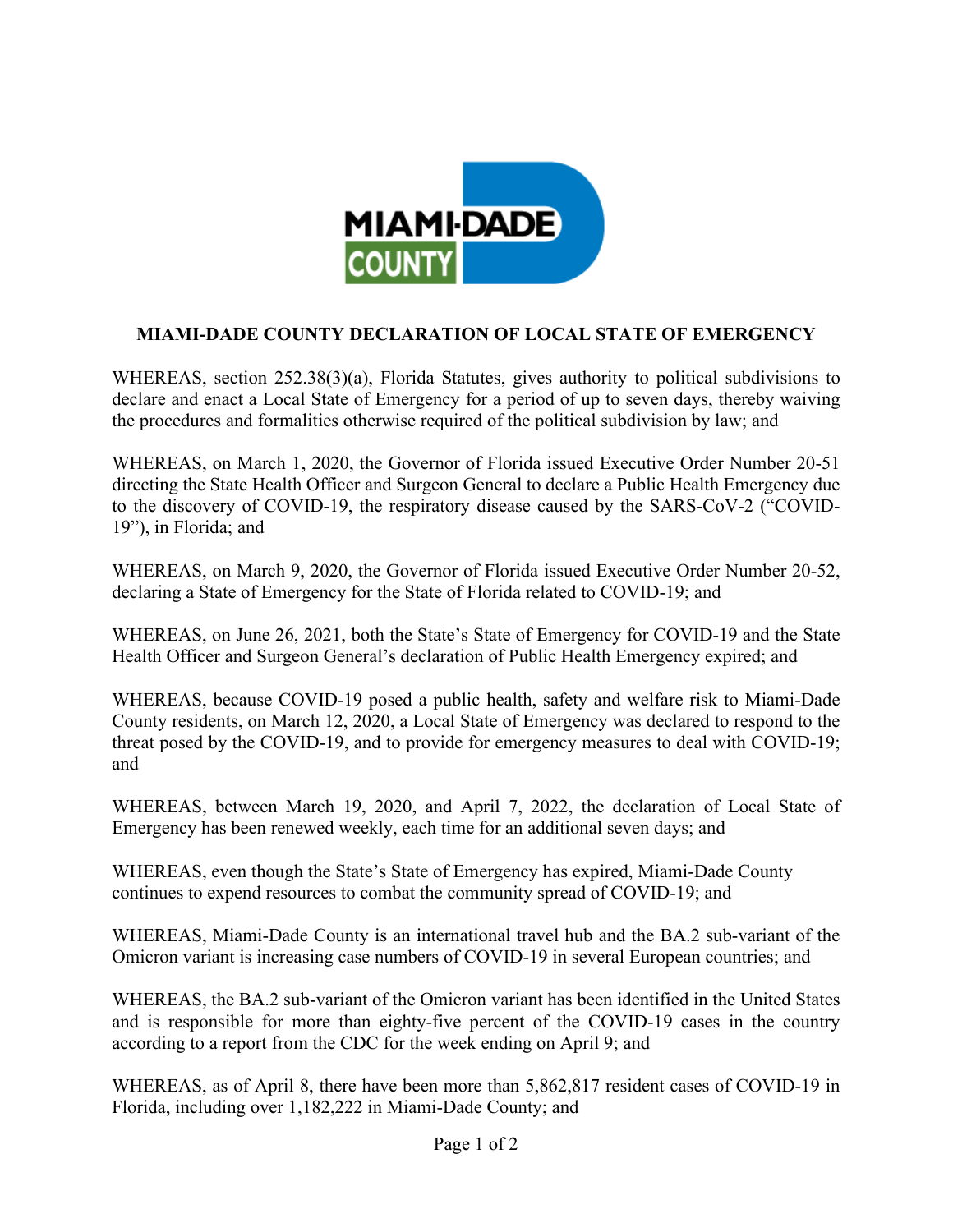# MIAMI-DADE COUNTY DECLARATION OF LOCAL STATE OF EMERGENCY

WHEREAS, section 252.38(3)(a), Florida Statutes, gives authority to political subdivisions to declare and enact a Local State of Emergency for a period of up to seven days, thereby waiving the procedures and formalities otherwise required of the political subdivision by law; and

WHEREAS, on March 1, 2020, the Governor of Florida issued Executive Order Number 20-51 directing the State Health Officer and Surgeon General to declare a Public Health Emergency due to the discovery of COVID-19, the respiratory disease caused by the SARS-CoV-2 ("COVID-19"), in Florida; and

WHEREAS, on March 9, 2020, the Governor of Florida issued Executive Order Number 20-52, declaring a State of Emergency for the State of Florida related to COVID-19; and

WHEREAS, on June 26, 2021, both the State's State of Emergency for COVID-19 and the State Health Officer and Surgeon General's declaration of Public Health Emergency expired; and

WHEREAS, because COVID-19 posed a public health, safety and welfare risk to Miami-Dade County residents, on March 12, 2020, a Local State of Emergency was declared to respond to the threat posed by the COVID-19, and to provide for emergency measures to deal with COVID-19; and

WHEREAS, between March 19, 2020, and April 7, 2022, the declaration of Local State of Emergency has been renewed weekly, each time for an additional seven days; and

WHEREAS, even though the State's State of Emergency has expired, Miami-Dade County continues to expend resources to combat the community spread of COVID-19; and

WHEREAS, Miami-Dade County is an international travel hub and the BA.2 sub-variant of the Omicron variant is increasing case numbers of COVID-19 in several European countries; and

WHEREAS, the BA.2 sub-variant of the Omicron variant has been identified in the United States and is responsible for more than eighty-five percent of the COVID-19 cases in the country according to a report from the CDC for the week ending on April 9; and

WHEREAS, as of April 8, there have been more than 5,862,817 resident cases of COVID-19 in Florida, including over 1,182,222 in Miami-Dade County; and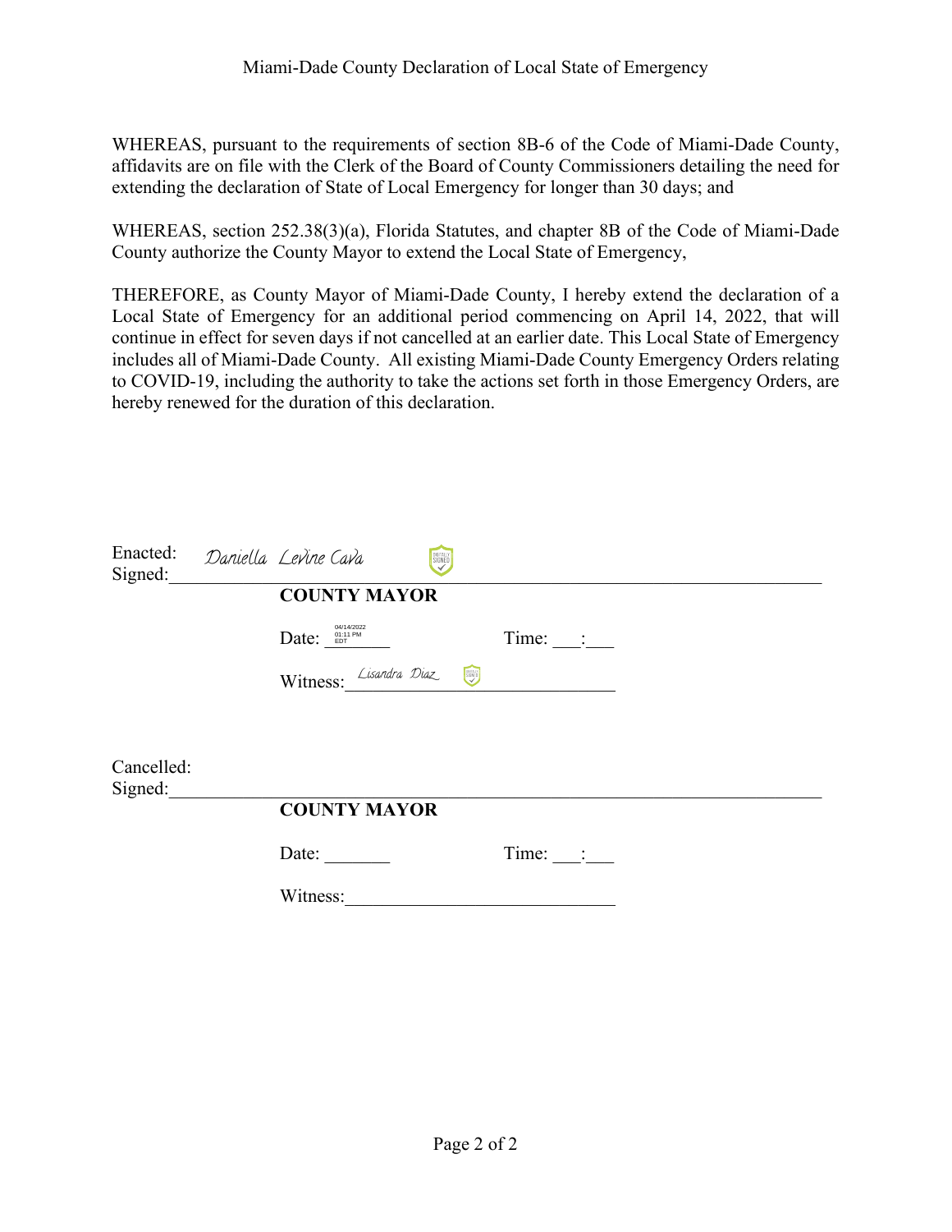Miami-Dade County Declaration of Local State of Emergency

WHEREAS, pursuant to the requirements of section 8B-6 of the Code of Miami-Dade County, affidavits are on file with the Clerk of the Board of County Commissioners detailing the need for extending the declaration of State of Local Emergency for longer than 30 days; and

WHEREAS, section 252.38(3)(a), Florida Statutes, and chapter 8B of the Code of Miami-Dade County authorize the County Mayor to extend the Local State of Emergency,

THEREFORE, as County Mayor of Miami-Dade County, I hereby extend the declaration of a Local State of Emergency for an additional period commencing on April 14, 2022, that will continue in effect for seven days if not cancelled at an earlier date. This Local State of Emergency includes all of Miami-Dade County. All existing Miami-Dade County Emergency Orders relating to COVID-19, including the authority to take the actions set forth in those Emergency Orders, are hereby renewed for the duration of this declaration.

Enacted:
Signed: Daniella Levine Cava
**COUNTY MAYOR**

Date: 04/14/2022 01:11 PM EDT Time: ___:___

Witness: Lisandra Diaz

Cancelled:
Signed:\_\_\_\_\_\_\_\_\_\_\_\_\_\_\_\_\_\_\_\_\_\_\_\_\_\_\_\_\_\_
**COUNTY MAYOR**

Date: \_\_\_\_\_\_\_ Time: ___:___

Witness:\_\_\_\_\_\_\_\_\_\_\_\_\_\_\_\_\_\_\_\_\_\_\_\_\_\_\_\_